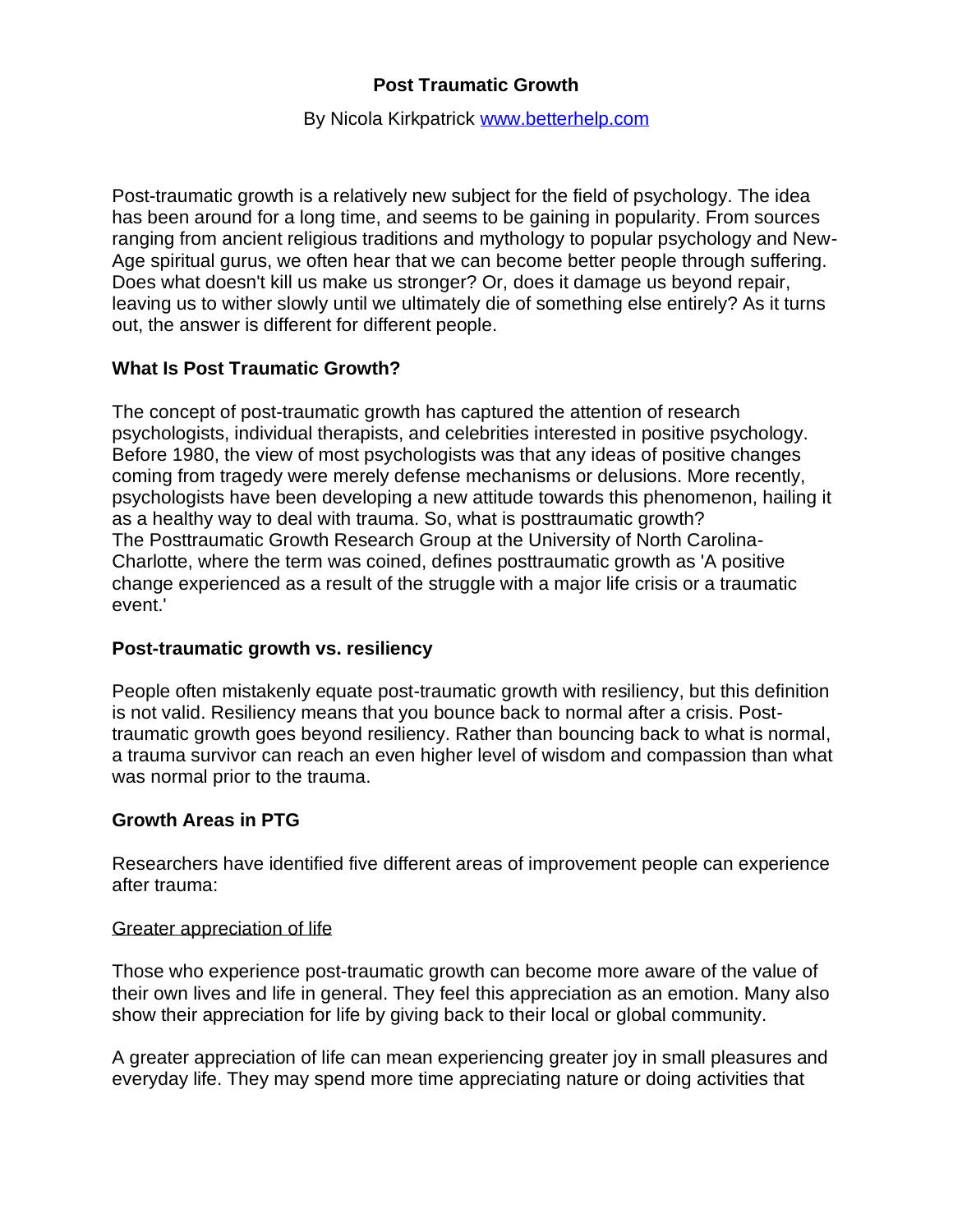# Post Traumatic Growth

By Nicola Kirkpatrick [www.betterhelp.com](http://www.betterhelp.com)

Post-traumatic growth is a relatively new subject for the field of psychology. The idea has been around for a long time, and seems to be gaining in popularity. From sources ranging from ancient religious traditions and mythology to popular psychology and New-Age spiritual gurus, we often hear that we can become better people through suffering. Does what doesn't kill us make us stronger? Or, does it damage us beyond repair, leaving us to wither slowly until we ultimately die of something else entirely? As it turns out, the answer is different for different people.

## What Is Post Traumatic Growth?

The concept of post-traumatic growth has captured the attention of research psychologists, individual therapists, and celebrities interested in positive psychology. Before 1980, the view of most psychologists was that any ideas of positive changes coming from tragedy were merely defense mechanisms or delusions. More recently, psychologists have been developing a new attitude towards this phenomenon, hailing it as a healthy way to deal with trauma. So, what is posttraumatic growth?
The Posttraumatic Growth Research Group at the University of North Carolina-Charlotte, where the term was coined, defines posttraumatic growth as 'A positive change experienced as a result of the struggle with a major life crisis or a traumatic event.'

## Post-traumatic growth vs. resiliency

People often mistakenly equate post-traumatic growth with resiliency, but this definition is not valid. Resiliency means that you bounce back to normal after a crisis. Post-traumatic growth goes beyond resiliency. Rather than bouncing back to what is normal, a trauma survivor can reach an even higher level of wisdom and compassion than what was normal prior to the trauma.

## Growth Areas in PTG

Researchers have identified five different areas of improvement people can experience after trauma:

<u>Greater appreciation of life</u>

Those who experience post-traumatic growth can become more aware of the value of their own lives and life in general. They feel this appreciation as an emotion. Many also show their appreciation for life by giving back to their local or global community.

A greater appreciation of life can mean experiencing greater joy in small pleasures and everyday life. They may spend more time appreciating nature or doing activities that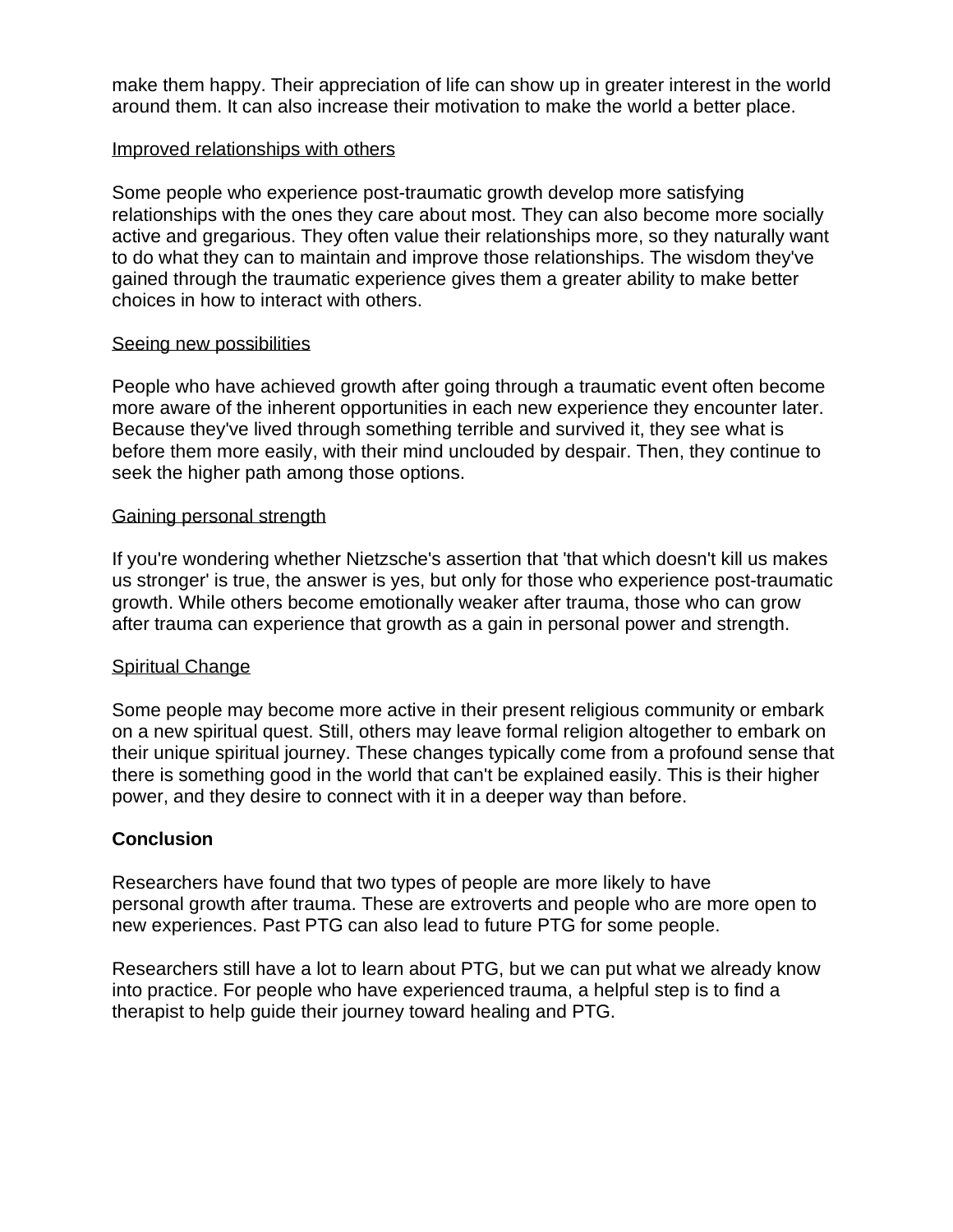make them happy. Their appreciation of life can show up in greater interest in the world around them. It can also increase their motivation to make the world a better place.

Improved relationships with others

Some people who experience post-traumatic growth develop more satisfying relationships with the ones they care about most. They can also become more socially active and gregarious. They often value their relationships more, so they naturally want to do what they can to maintain and improve those relationships. The wisdom they've gained through the traumatic experience gives them a greater ability to make better choices in how to interact with others.

Seeing new possibilities

People who have achieved growth after going through a traumatic event often become more aware of the inherent opportunities in each new experience they encounter later. Because they've lived through something terrible and survived it, they see what is before them more easily, with their mind unclouded by despair. Then, they continue to seek the higher path among those options.

Gaining personal strength

If you're wondering whether Nietzsche's assertion that 'that which doesn't kill us makes us stronger' is true, the answer is yes, but only for those who experience post-traumatic growth. While others become emotionally weaker after trauma, those who can grow after trauma can experience that growth as a gain in personal power and strength.

Spiritual Change

Some people may become more active in their present religious community or embark on a new spiritual quest. Still, others may leave formal religion altogether to embark on their unique spiritual journey. These changes typically come from a profound sense that there is something good in the world that can't be explained easily. This is their higher power, and they desire to connect with it in a deeper way than before.

**Conclusion**

Researchers have found that two types of people are more likely to have personal growth after trauma. These are extroverts and people who are more open to new experiences. Past PTG can also lead to future PTG for some people.

Researchers still have a lot to learn about PTG, but we can put what we already know into practice. For people who have experienced trauma, a helpful step is to find a therapist to help guide their journey toward healing and PTG.